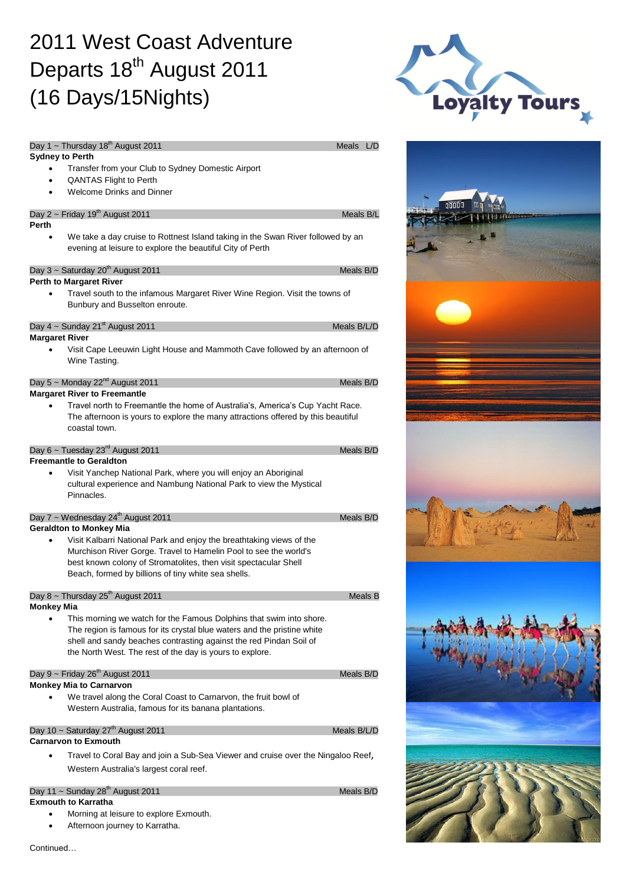# 2011 West Coast Adventure
# Departs 18th August 2011
# (16 Days/15Nights)

Loyalty Tours

Day 1 ~ Thursday 18th August 2011 — Meals L/D

**Sydney to Perth**

- Transfer from your Club to Sydney Domestic Airport
- QANTAS Flight to Perth
- Welcome Drinks and Dinner

Day 2 ~ Friday 19th August 2011 — Meals B/L

**Perth**

- We take a day cruise to Rottnest Island taking in the Swan River followed by an evening at leisure to explore the beautiful City of Perth

Day 3 ~ Saturday 20th August 2011 — Meals B/D

**Perth to Margaret River**

- Travel south to the infamous Margaret River Wine Region. Visit the towns of Bunbury and Busselton enroute.

Day 4 ~ Sunday 21st August 2011 — Meals B/L/D

**Margaret River**

- Visit Cape Leeuwin Light House and Mammoth Cave followed by an afternoon of Wine Tasting.

Day 5 ~ Monday 22nd August 2011 — Meals B/D

**Margaret River to Freemantle**

- Travel north to Freemantle the home of Australia's, America's Cup Yacht Race. The afternoon is yours to explore the many attractions offered by this beautiful coastal town.

Day 6 ~ Tuesday 23rd August 2011 — Meals B/D

**Freemantle to Geraldton**

- Visit Yanchep National Park, where you will enjoy an Aboriginal cultural experience and Nambung National Park to view the Mystical Pinnacles.

Day 7 ~ Wednesday 24th August 2011 — Meals B/D

**Geraldton to Monkey Mia**

- Visit Kalbarri National Park and enjoy the breathtaking views of the Murchison River Gorge. Travel to Hamelin Pool to see the world's best known colony of Stromatolites, then visit spectacular Shell Beach, formed by billions of tiny white sea shells.

Day 8 ~ Thursday 25th August 2011 — Meals B

**Monkey Mia**

- This morning we watch for the Famous Dolphins that swim into shore. The region is famous for its crystal blue waters and the pristine white shell and sandy beaches contrasting against the red Pindan Soil of the North West. The rest of the day is yours to explore.

Day 9 ~ Friday 26th August 2011 — Meals B/D

**Monkey Mia to Carnarvon**

- We travel along the Coral Coast to Carnarvon, the fruit bowl of Western Australia, famous for its banana plantations.

Day 10 ~ Saturday 27th August 2011 — Meals B/L/D

**Carnarvon to Exmouth**

- Travel to Coral Bay and join a Sub-Sea Viewer and cruise over the Ningaloo Reef, Western Australia's largest coral reef.

Day 11 ~ Sunday 28th August 2011 — Meals B/D

**Exmouth to Karratha**

- Morning at leisure to explore Exmouth.
- Afternoon journey to Karratha.

Continued…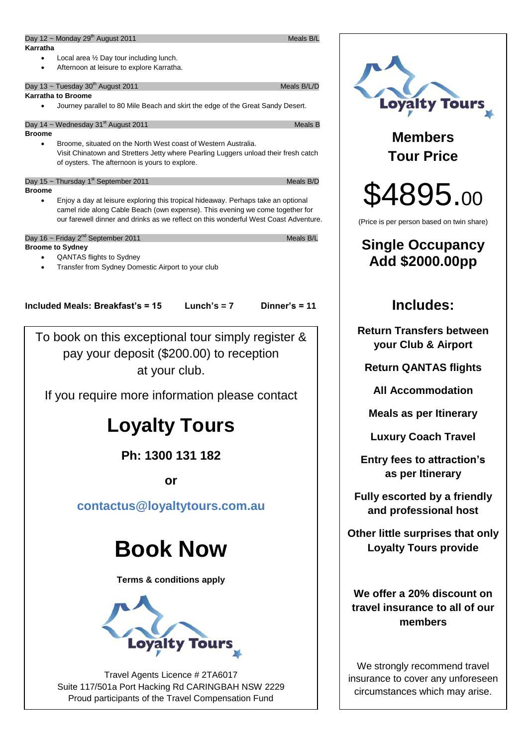Day 12 ~ Monday 29th August 2011 Meals B/L

**Karratha**

- Local area ½ Day tour including lunch.
- Afternoon at leisure to explore Karratha.

Day 13 ~ Tuesday 30th August 2011 Meals B/L/D

**Karratha to Broome**

- Journey parallel to 80 Mile Beach and skirt the edge of the Great Sandy Desert.

Day 14 ~ Wednesday 31st August 2011 Meals B

**Broome**

- Broome, situated on the North West coast of Western Australia. Visit Chinatown and Stretters Jetty where Pearling Luggers unload their fresh catch of oysters. The afternoon is yours to explore.

Day 15 ~ Thursday 1st September 2011 Meals B/D

**Broome**

- Enjoy a day at leisure exploring this tropical hideaway. Perhaps take an optional camel ride along Cable Beach (own expense). This evening we come together for our farewell dinner and drinks as we reflect on this wonderful West Coast Adventure.

Day 16 ~ Friday 2nd September 2011 Meals B/L

**Broome to Sydney**

- QANTAS flights to Sydney
- Transfer from Sydney Domestic Airport to your club

**Included Meals: Breakfast's = 15 Lunch's = 7 Dinner's = 11**

To book on this exceptional tour simply register & pay your deposit ($200.00) to reception at your club.

If you require more information please contact

# Loyalty Tours

**Ph: 1300 131 182**

**or**

**contactus@loyaltytours.com.au**

# Book Now

**Terms & conditions apply**

Loyalty Tours

Travel Agents Licence # 2TA6017
Suite 117/501a Port Hacking Rd CARINGBAH NSW 2229
Proud participants of the Travel Compensation Fund

Loyalty Tours

## Members Tour Price

# $4895.00

(Price is per person based on twin share)

## Single Occupancy Add $2000.00pp

## Includes:

**Return Transfers between your Club & Airport**

**Return QANTAS flights**

**All Accommodation**

**Meals as per Itinerary**

**Luxury Coach Travel**

**Entry fees to attraction's as per Itinerary**

**Fully escorted by a friendly and professional host**

**Other little surprises that only Loyalty Tours provide**

**We offer a 20% discount on travel insurance to all of our members**

We strongly recommend travel insurance to cover any unforeseen circumstances which may arise.